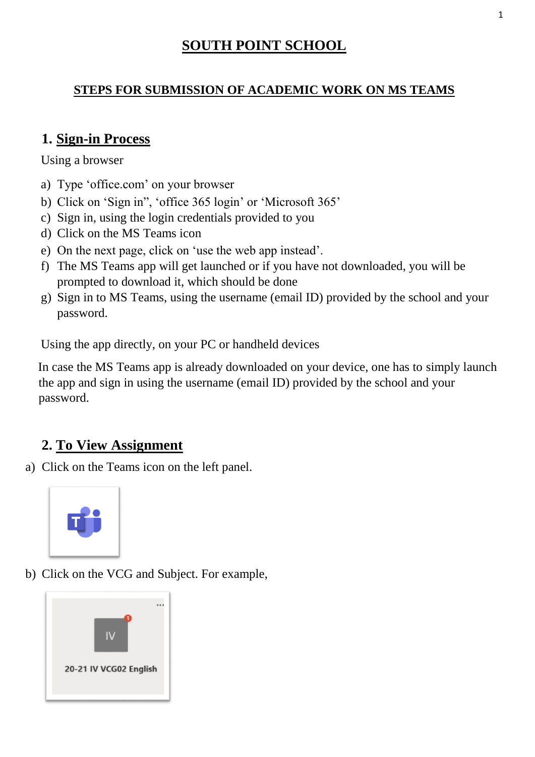# SOUTH POINT SCHOOL

## STEPS FOR SUBMISSION OF ACADEMIC WORK ON MS TEAMS

### 1. Sign-in Process

Using a browser

a) Type 'office.com' on your browser
b) Click on 'Sign in", 'office 365 login' or 'Microsoft 365'
c) Sign in, using the login credentials provided to you
d) Click on the MS Teams icon
e) On the next page, click on 'use the web app instead'.
f) The MS Teams app will get launched or if you have not downloaded, you will be prompted to download it, which should be done
g) Sign in to MS Teams, using the username (email ID) provided by the school and your password.

Using the app directly, on your PC or handheld devices

In case the MS Teams app is already downloaded on your device, one has to simply launch the app and sign in using the username (email ID) provided by the school and your password.

### 2. To View Assignment

a) Click on the Teams icon on the left panel.

b) Click on the VCG and Subject. For example,

20-21 IV VCG02 English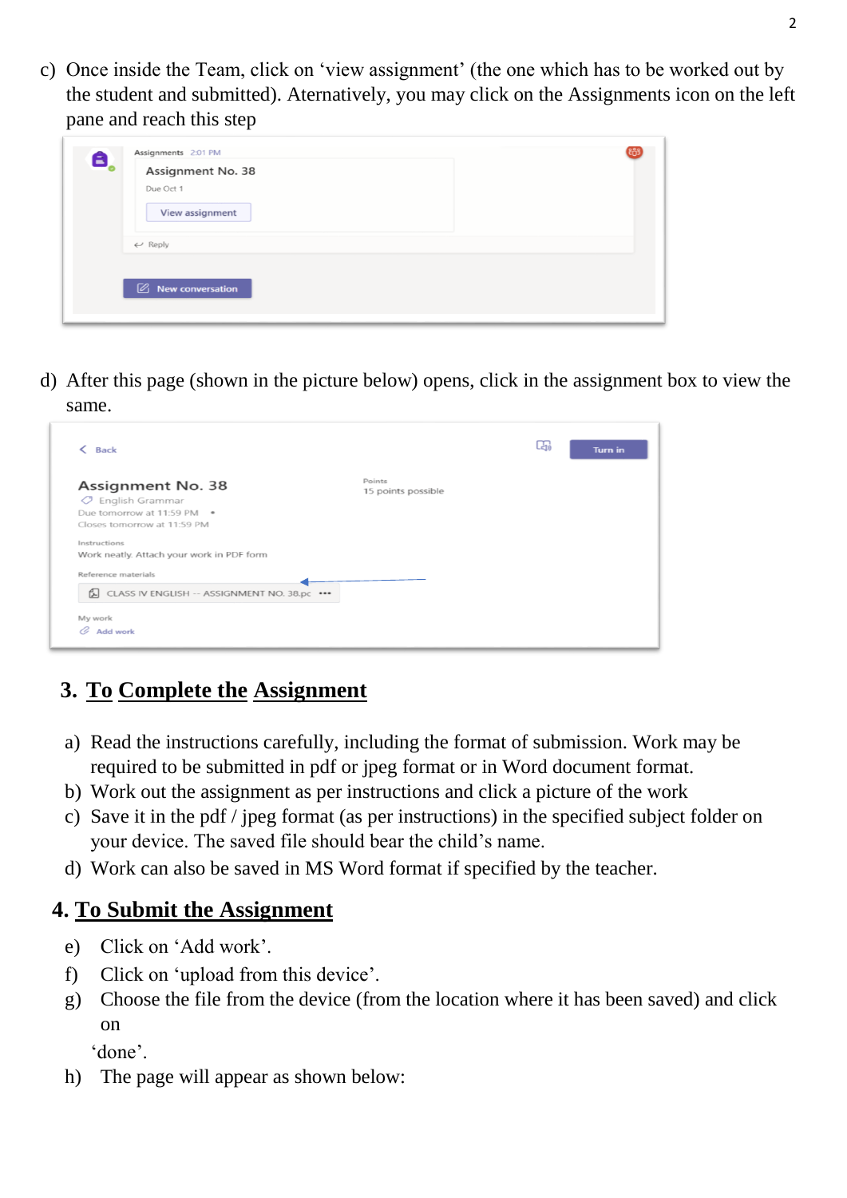c) Once inside the Team, click on 'view assignment' (the one which has to be worked out by the student and submitted). Aternatively, you may click on the Assignments icon on the left pane and reach this step

d) After this page (shown in the picture below) opens, click in the assignment box to view the same.

## 3. To Complete the Assignment

a) Read the instructions carefully, including the format of submission. Work may be required to be submitted in pdf or jpeg format or in Word document format.
b) Work out the assignment as per instructions and click a picture of the work
c) Save it in the pdf / jpeg format (as per instructions) in the specified subject folder on your device. The saved file should bear the child's name.
d) Work can also be saved in MS Word format if specified by the teacher.

## 4. To Submit the Assignment

e) Click on 'Add work'.
f) Click on 'upload from this device'.
g) Choose the file from the device (from the location where it has been saved) and click on 'done'.
h) The page will appear as shown below: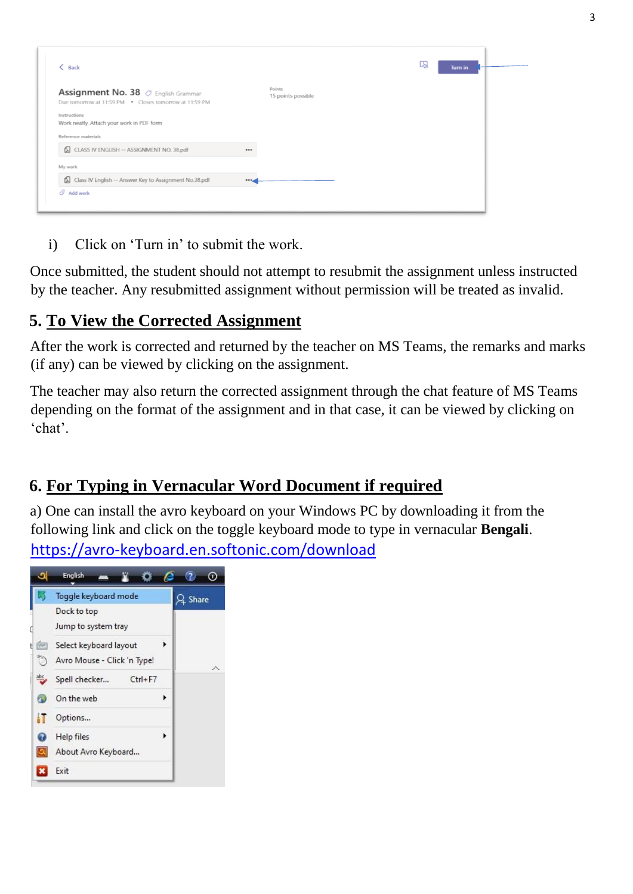i) Click on 'Turn in' to submit the work.

Once submitted, the student should not attempt to resubmit the assignment unless instructed by the teacher. Any resubmitted assignment without permission will be treated as invalid.

## 5. To View the Corrected Assignment

After the work is corrected and returned by the teacher on MS Teams, the remarks and marks (if any) can be viewed by clicking on the assignment.

The teacher may also return the corrected assignment through the chat feature of MS Teams depending on the format of the assignment and in that case, it can be viewed by clicking on 'chat'.

## 6. For Typing in Vernacular Word Document if required

a) One can install the avro keyboard on your Windows PC by downloading it from the following link and click on the toggle keyboard mode to type in vernacular **Bengali**.
https://avro-keyboard.en.softonic.com/download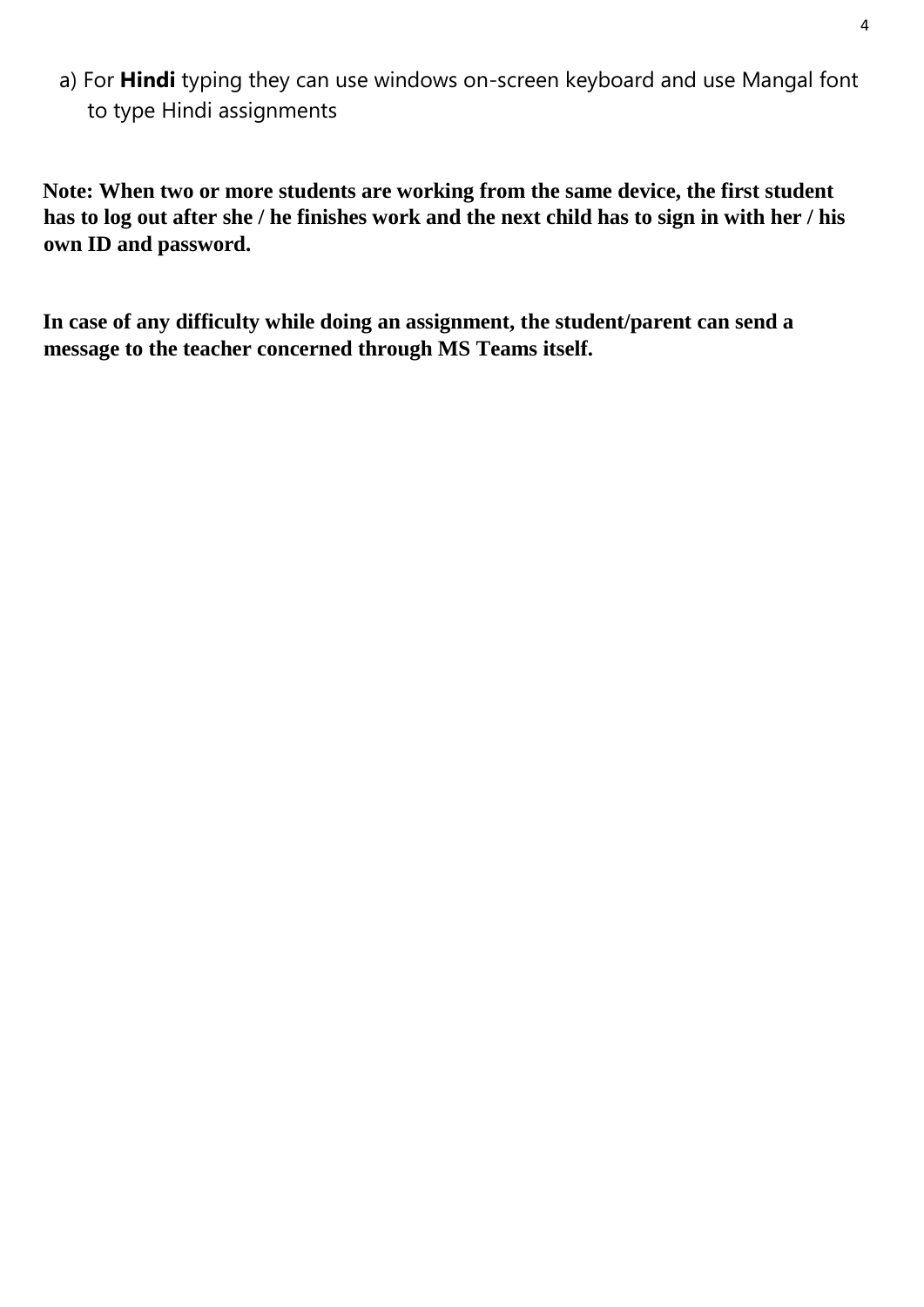a) For **Hindi** typing they can use windows on-screen keyboard and use Mangal font to type Hindi assignments

**Note: When two or more students are working from the same device, the first student has to log out after she / he finishes work and the next child has to sign in with her / his own ID and password.**

**In case of any difficulty while doing an assignment, the student/parent can send a message to the teacher concerned through MS Teams itself.**